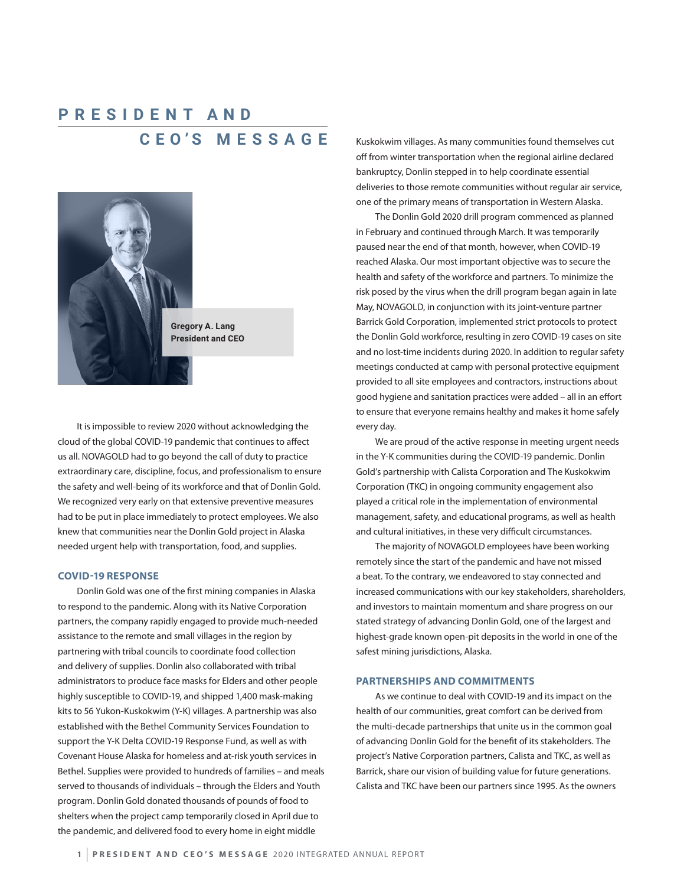# PRESIDENT AND CEO'S MESSAGE

**Gregory A. Lang**
**President and CEO**

It is impossible to review 2020 without acknowledging the cloud of the global COVID-19 pandemic that continues to affect us all. NOVAGOLD had to go beyond the call of duty to practice extraordinary care, discipline, focus, and professionalism to ensure the safety and well-being of its workforce and that of Donlin Gold. We recognized very early on that extensive preventive measures had to be put in place immediately to protect employees. We also knew that communities near the Donlin Gold project in Alaska needed urgent help with transportation, food, and supplies.

## COVID-19 RESPONSE

Donlin Gold was one of the first mining companies in Alaska to respond to the pandemic. Along with its Native Corporation partners, the company rapidly engaged to provide much-needed assistance to the remote and small villages in the region by partnering with tribal councils to coordinate food collection and delivery of supplies. Donlin also collaborated with tribal administrators to produce face masks for Elders and other people highly susceptible to COVID-19, and shipped 1,400 mask-making kits to 56 Yukon-Kuskokwim (Y-K) villages. A partnership was also established with the Bethel Community Services Foundation to support the Y-K Delta COVID-19 Response Fund, as well as with Covenant House Alaska for homeless and at-risk youth services in Bethel. Supplies were provided to hundreds of families – and meals served to thousands of individuals – through the Elders and Youth program. Donlin Gold donated thousands of pounds of food to shelters when the project camp temporarily closed in April due to the pandemic, and delivered food to every home in eight middle Kuskokwim villages. As many communities found themselves cut off from winter transportation when the regional airline declared bankruptcy, Donlin stepped in to help coordinate essential deliveries to those remote communities without regular air service, one of the primary means of transportation in Western Alaska.

The Donlin Gold 2020 drill program commenced as planned in February and continued through March. It was temporarily paused near the end of that month, however, when COVID-19 reached Alaska. Our most important objective was to secure the health and safety of the workforce and partners. To minimize the risk posed by the virus when the drill program began again in late May, NOVAGOLD, in conjunction with its joint-venture partner Barrick Gold Corporation, implemented strict protocols to protect the Donlin Gold workforce, resulting in zero COVID-19 cases on site and no lost-time incidents during 2020. In addition to regular safety meetings conducted at camp with personal protective equipment provided to all site employees and contractors, instructions about good hygiene and sanitation practices were added – all in an effort to ensure that everyone remains healthy and makes it home safely every day.

We are proud of the active response in meeting urgent needs in the Y-K communities during the COVID-19 pandemic. Donlin Gold's partnership with Calista Corporation and The Kuskokwim Corporation (TKC) in ongoing community engagement also played a critical role in the implementation of environmental management, safety, and educational programs, as well as health and cultural initiatives, in these very difficult circumstances.

The majority of NOVAGOLD employees have been working remotely since the start of the pandemic and have not missed a beat. To the contrary, we endeavored to stay connected and increased communications with our key stakeholders, shareholders, and investors to maintain momentum and share progress on our stated strategy of advancing Donlin Gold, one of the largest and highest-grade known open-pit deposits in the world in one of the safest mining jurisdictions, Alaska.

## PARTNERSHIPS AND COMMITMENTS

As we continue to deal with COVID-19 and its impact on the health of our communities, great comfort can be derived from the multi-decade partnerships that unite us in the common goal of advancing Donlin Gold for the benefit of its stakeholders. The project's Native Corporation partners, Calista and TKC, as well as Barrick, share our vision of building value for future generations. Calista and TKC have been our partners since 1995. As the owners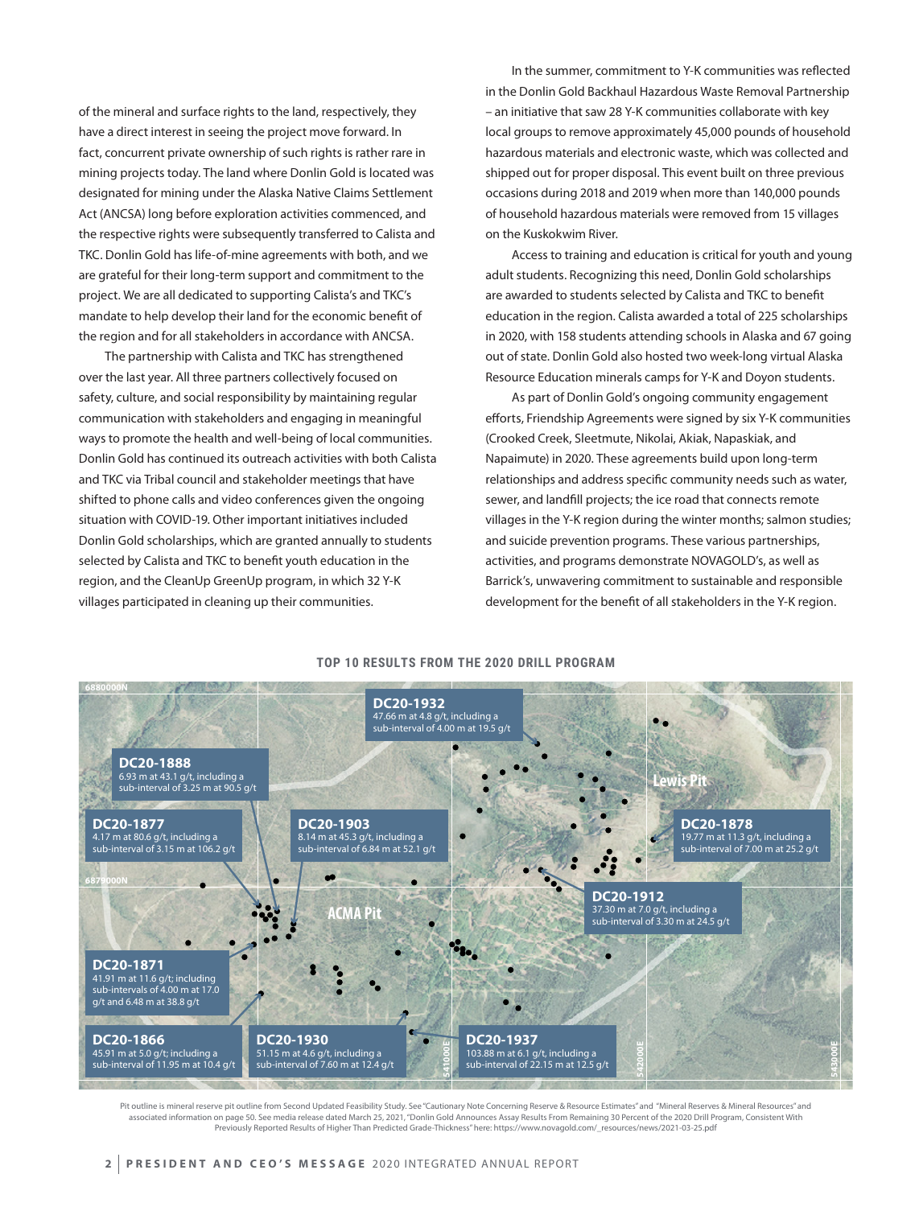of the mineral and surface rights to the land, respectively, they have a direct interest in seeing the project move forward. In fact, concurrent private ownership of such rights is rather rare in mining projects today. The land where Donlin Gold is located was designated for mining under the Alaska Native Claims Settlement Act (ANCSA) long before exploration activities commenced, and the respective rights were subsequently transferred to Calista and TKC. Donlin Gold has life-of-mine agreements with both, and we are grateful for their long-term support and commitment to the project. We are all dedicated to supporting Calista's and TKC's mandate to help develop their land for the economic benefit of the region and for all stakeholders in accordance with ANCSA.

The partnership with Calista and TKC has strengthened over the last year. All three partners collectively focused on safety, culture, and social responsibility by maintaining regular communication with stakeholders and engaging in meaningful ways to promote the health and well-being of local communities. Donlin Gold has continued its outreach activities with both Calista and TKC via Tribal council and stakeholder meetings that have shifted to phone calls and video conferences given the ongoing situation with COVID-19. Other important initiatives included Donlin Gold scholarships, which are granted annually to students selected by Calista and TKC to benefit youth education in the region, and the CleanUp GreenUp program, in which 32 Y-K villages participated in cleaning up their communities.

In the summer, commitment to Y-K communities was reflected in the Donlin Gold Backhaul Hazardous Waste Removal Partnership – an initiative that saw 28 Y-K communities collaborate with key local groups to remove approximately 45,000 pounds of household hazardous materials and electronic waste, which was collected and shipped out for proper disposal. This event built on three previous occasions during 2018 and 2019 when more than 140,000 pounds of household hazardous materials were removed from 15 villages on the Kuskokwim River.

Access to training and education is critical for youth and young adult students. Recognizing this need, Donlin Gold scholarships are awarded to students selected by Calista and TKC to benefit education in the region. Calista awarded a total of 225 scholarships in 2020, with 158 students attending schools in Alaska and 67 going out of state. Donlin Gold also hosted two week-long virtual Alaska Resource Education minerals camps for Y-K and Doyon students.

As part of Donlin Gold's ongoing community engagement efforts, Friendship Agreements were signed by six Y-K communities (Crooked Creek, Sleetmute, Nikolai, Akiak, Napaskiak, and Napaimute) in 2020. These agreements build upon long-term relationships and address specific community needs such as water, sewer, and landfill projects; the ice road that connects remote villages in the Y-K region during the winter months; salmon studies; and suicide prevention programs. These various partnerships, activities, and programs demonstrate NOVAGOLD's, as well as Barrick's, unwavering commitment to sustainable and responsible development for the benefit of all stakeholders in the Y-K region.

## TOP 10 RESULTS FROM THE 2020 DRILL PROGRAM

**DC20-1932**
47.66 m at 4.8 g/t, including a sub-interval of 4.00 m at 19.5 g/t

**DC20-1888**
6.93 m at 43.1 g/t, including a sub-interval of 3.25 m at 90.5 g/t

**DC20-1877**
4.17 m at 80.6 g/t, including a sub-interval of 3.15 m at 106.2 g/t

**DC20-1903**
8.14 m at 45.3 g/t, including a sub-interval of 6.84 m at 52.1 g/t

**DC20-1878**
19.77 m at 11.3 g/t, including a sub-interval of 7.00 m at 25.2 g/t

**DC20-1912**
37.30 m at 7.0 g/t, including a sub-interval of 3.30 m at 24.5 g/t

**DC20-1871**
41.91 m at 11.6 g/t; including sub-intervals of 4.00 m at 17.0 g/t and 6.48 m at 38.8 g/t

**DC20-1866**
45.91 m at 5.0 g/t; including a sub-interval of 11.95 m at 10.4 g/t

**DC20-1930**
51.15 m at 4.6 g/t, including a sub-interval of 7.60 m at 12.4 g/t

**DC20-1937**
103.88 m at 6.1 g/t, including a sub-interval of 22.15 m at 12.5 g/t

Lewis Pit · ACMA Pit · 6880000N · 6879000N · 541000E · 542000E · 543000E

Pit outline is mineral reserve pit outline from Second Updated Feasibility Study. See "Cautionary Note Concerning Reserve & Resource Estimates" and "Mineral Reserves & Mineral Resources" and associated information on page 50. See media release dated March 25, 2021, "Donlin Gold Announces Assay Results From Remaining 30 Percent of the 2020 Drill Program, Consistent With Previously Reported Results of Higher Than Predicted Grade-Thickness" here: https://www.novagold.com/_resources/news/2021-03-25.pdf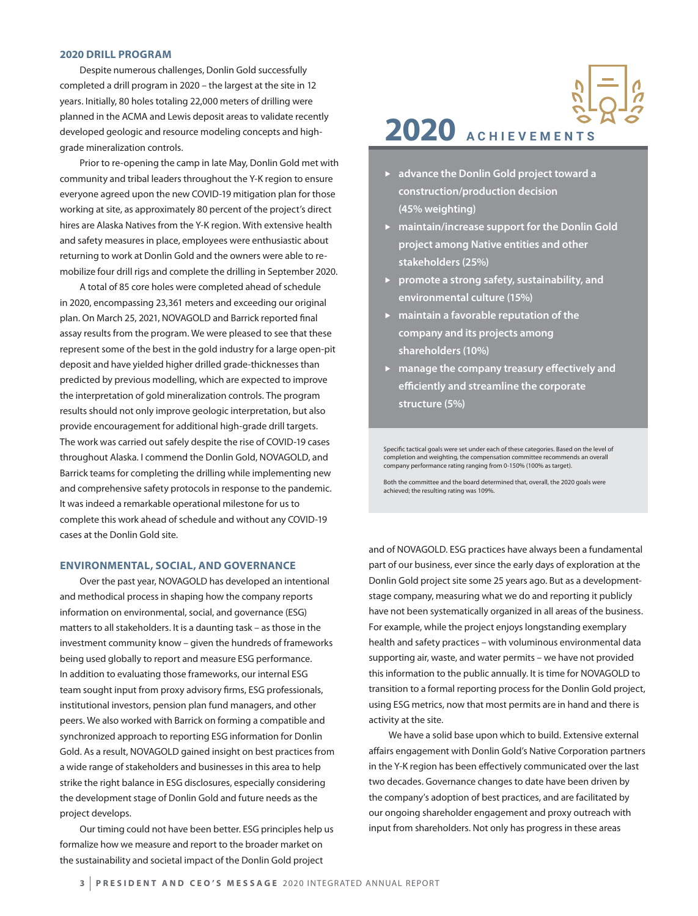## 2020 DRILL PROGRAM

Despite numerous challenges, Donlin Gold successfully completed a drill program in 2020 – the largest at the site in 12 years. Initially, 80 holes totaling 22,000 meters of drilling were planned in the ACMA and Lewis deposit areas to validate recently developed geologic and resource modeling concepts and high-grade mineralization controls.

Prior to re-opening the camp in late May, Donlin Gold met with community and tribal leaders throughout the Y-K region to ensure everyone agreed upon the new COVID-19 mitigation plan for those working at site, as approximately 80 percent of the project's direct hires are Alaska Natives from the Y-K region. With extensive health and safety measures in place, employees were enthusiastic about returning to work at Donlin Gold and the owners were able to re-mobilize four drill rigs and complete the drilling in September 2020.

A total of 85 core holes were completed ahead of schedule in 2020, encompassing 23,361 meters and exceeding our original plan. On March 25, 2021, NOVAGOLD and Barrick reported final assay results from the program. We were pleased to see that these represent some of the best in the gold industry for a large open-pit deposit and have yielded higher drilled grade-thicknesses than predicted by previous modelling, which are expected to improve the interpretation of gold mineralization controls. The program results should not only improve geologic interpretation, but also provide encouragement for additional high-grade drill targets. The work was carried out safely despite the rise of COVID-19 cases throughout Alaska. I commend the Donlin Gold, NOVAGOLD, and Barrick teams for completing the drilling while implementing new and comprehensive safety protocols in response to the pandemic. It was indeed a remarkable operational milestone for us to complete this work ahead of schedule and without any COVID-19 cases at the Donlin Gold site.

## ENVIRONMENTAL, SOCIAL, AND GOVERNANCE

Over the past year, NOVAGOLD has developed an intentional and methodical process in shaping how the company reports information on environmental, social, and governance (ESG) matters to all stakeholders. It is a daunting task – as those in the investment community know – given the hundreds of frameworks being used globally to report and measure ESG performance. In addition to evaluating those frameworks, our internal ESG team sought input from proxy advisory firms, ESG professionals, institutional investors, pension plan fund managers, and other peers. We also worked with Barrick on forming a compatible and synchronized approach to reporting ESG information for Donlin Gold. As a result, NOVAGOLD gained insight on best practices from a wide range of stakeholders and businesses in this area to help strike the right balance in ESG disclosures, especially considering the development stage of Donlin Gold and future needs as the project develops.

Our timing could not have been better. ESG principles help us formalize how we measure and report to the broader market on the sustainability and societal impact of the Donlin Gold project and of NOVAGOLD. ESG practices have always been a fundamental part of our business, ever since the early days of exploration at the Donlin Gold project site some 25 years ago. But as a development-stage company, measuring what we do and reporting it publicly have not been systematically organized in all areas of the business. For example, while the project enjoys longstanding exemplary health and safety practices – with voluminous environmental data supporting air, waste, and water permits – we have not provided this information to the public annually. It is time for NOVAGOLD to transition to a formal reporting process for the Donlin Gold project, using ESG metrics, now that most permits are in hand and there is activity at the site.

We have a solid base upon which to build. Extensive external affairs engagement with Donlin Gold's Native Corporation partners in the Y-K region has been effectively communicated over the last two decades. Governance changes to date have been driven by the company's adoption of best practices, and are facilitated by our ongoing shareholder engagement and proxy outreach with input from shareholders. Not only has progress in these areas

## 2020 ACHIEVEMENTS

- **advance the Donlin Gold project toward a construction/production decision (45% weighting)**
- **maintain/increase support for the Donlin Gold project among Native entities and other stakeholders (25%)**
- **promote a strong safety, sustainability, and environmental culture (15%)**
- **maintain a favorable reputation of the company and its projects among shareholders (10%)**
- **manage the company treasury effectively and efficiently and streamline the corporate structure (5%)**

Specific tactical goals were set under each of these categories. Based on the level of completion and weighting, the compensation committee recommends an overall company performance rating ranging from 0-150% (100% as target).

Both the committee and the board determined that, overall, the 2020 goals were achieved; the resulting rating was 109%.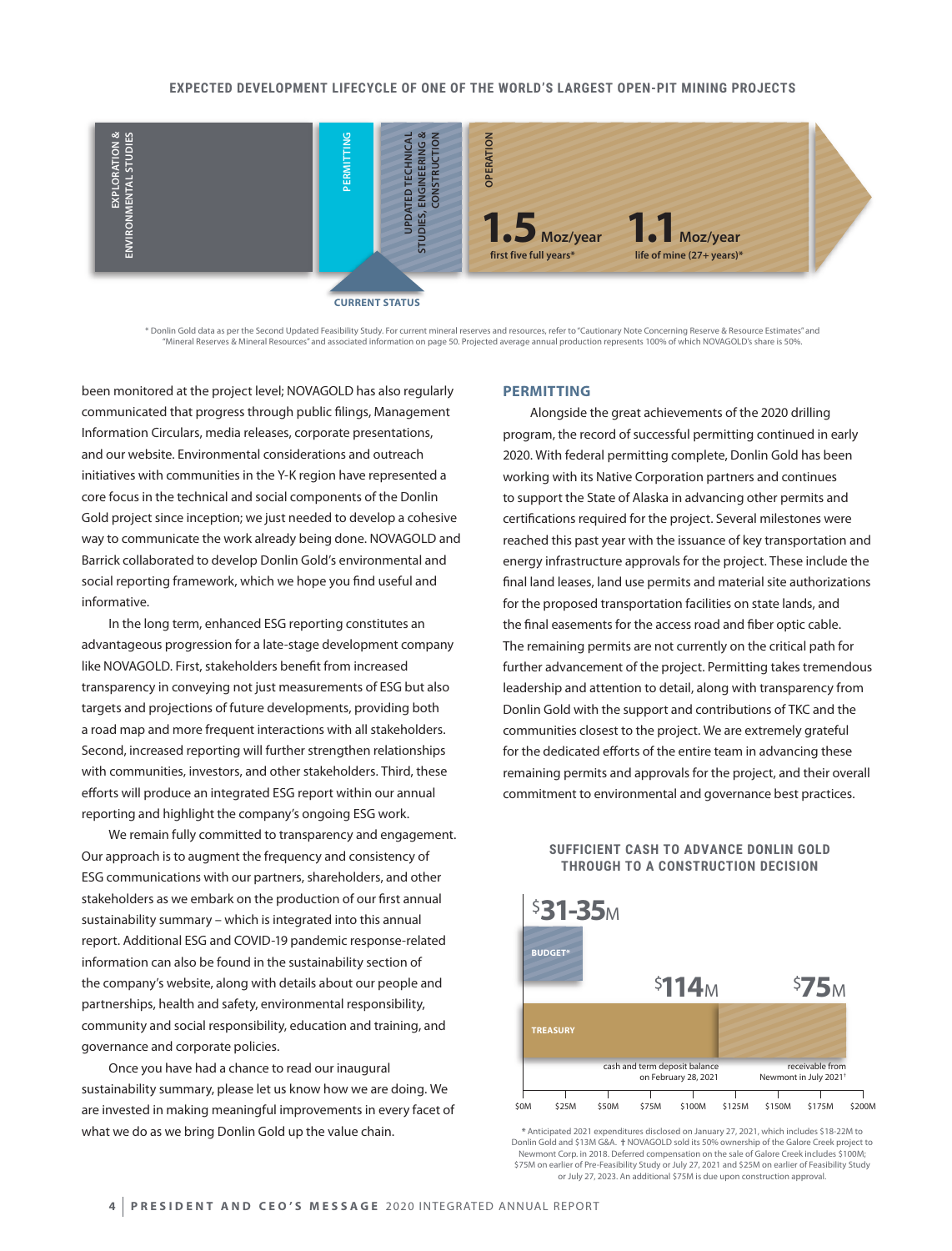EXPECTED DEVELOPMENT LIFECYCLE OF ONE OF THE WORLD'S LARGEST OPEN-PIT MINING PROJECTS

EXPLORATION & ENVIRONMENTAL STUDIES | PERMITTING | UPDATED TECHNICAL STUDIES, ENGINEERING & CONSTRUCTION | OPERATION

**1.5** Moz/year — first five full years*

**1.1** Moz/year — life of mine (27+ years)*

CURRENT STATUS

\* Donlin Gold data as per the Second Updated Feasibility Study. For current mineral reserves and resources, refer to "Cautionary Note Concerning Reserve & Resource Estimates" and "Mineral Reserves & Mineral Resources" and associated information on page 50. Projected average annual production represents 100% of which NOVAGOLD's share is 50%.

been monitored at the project level; NOVAGOLD has also regularly communicated that progress through public filings, Management Information Circulars, media releases, corporate presentations, and our website. Environmental considerations and outreach initiatives with communities in the Y-K region have represented a core focus in the technical and social components of the Donlin Gold project since inception; we just needed to develop a cohesive way to communicate the work already being done. NOVAGOLD and Barrick collaborated to develop Donlin Gold's environmental and social reporting framework, which we hope you find useful and informative.

In the long term, enhanced ESG reporting constitutes an advantageous progression for a late-stage development company like NOVAGOLD. First, stakeholders benefit from increased transparency in conveying not just measurements of ESG but also targets and projections of future developments, providing both a road map and more frequent interactions with all stakeholders. Second, increased reporting will further strengthen relationships with communities, investors, and other stakeholders. Third, these efforts will produce an integrated ESG report within our annual reporting and highlight the company's ongoing ESG work.

We remain fully committed to transparency and engagement. Our approach is to augment the frequency and consistency of ESG communications with our partners, shareholders, and other stakeholders as we embark on the production of our first annual sustainability summary – which is integrated into this annual report. Additional ESG and COVID-19 pandemic response-related information can also be found in the sustainability section of the company's website, along with details about our people and partnerships, health and safety, environmental responsibility, community and social responsibility, education and training, and governance and corporate policies.

Once you have had a chance to read our inaugural sustainability summary, please let us know how we are doing. We are invested in making meaningful improvements in every facet of what we do as we bring Donlin Gold up the value chain.

## PERMITTING

Alongside the great achievements of the 2020 drilling program, the record of successful permitting continued in early 2020. With federal permitting complete, Donlin Gold has been working with its Native Corporation partners and continues to support the State of Alaska in advancing other permits and certifications required for the project. Several milestones were reached this past year with the issuance of key transportation and energy infrastructure approvals for the project. These include the final land leases, land use permits and material site authorizations for the proposed transportation facilities on state lands, and the final easements for the access road and fiber optic cable. The remaining permits are not currently on the critical path for further advancement of the project. Permitting takes tremendous leadership and attention to detail, along with transparency from Donlin Gold with the support and contributions of TKC and the communities closest to the project. We are extremely grateful for the dedicated efforts of the entire team in advancing these remaining permits and approvals for the project, and their overall commitment to environmental and governance best practices.

SUFFICIENT CASH TO ADVANCE DONLIN GOLD THROUGH TO A CONSTRUCTION DECISION

| | Amount | Detail |
|---|---|---|
| BUDGET* | $31-35M | |
| TREASURY | $114M | cash and term deposit balance on February 28, 2021 |
| TREASURY | $75M | receivable from Newmont in July 2021† |

\* Anticipated 2021 expenditures disclosed on January 27, 2021, which includes $18-22M to Donlin Gold and $13M G&A. † NOVAGOLD sold its 50% ownership of the Galore Creek project to Newmont Corp. in 2018. Deferred compensation on the sale of Galore Creek includes $100M; $75M on earlier of Pre-Feasibility Study or July 27, 2021 and $25M on earlier of Feasibility Study or July 27, 2023. An additional $75M is due upon construction approval.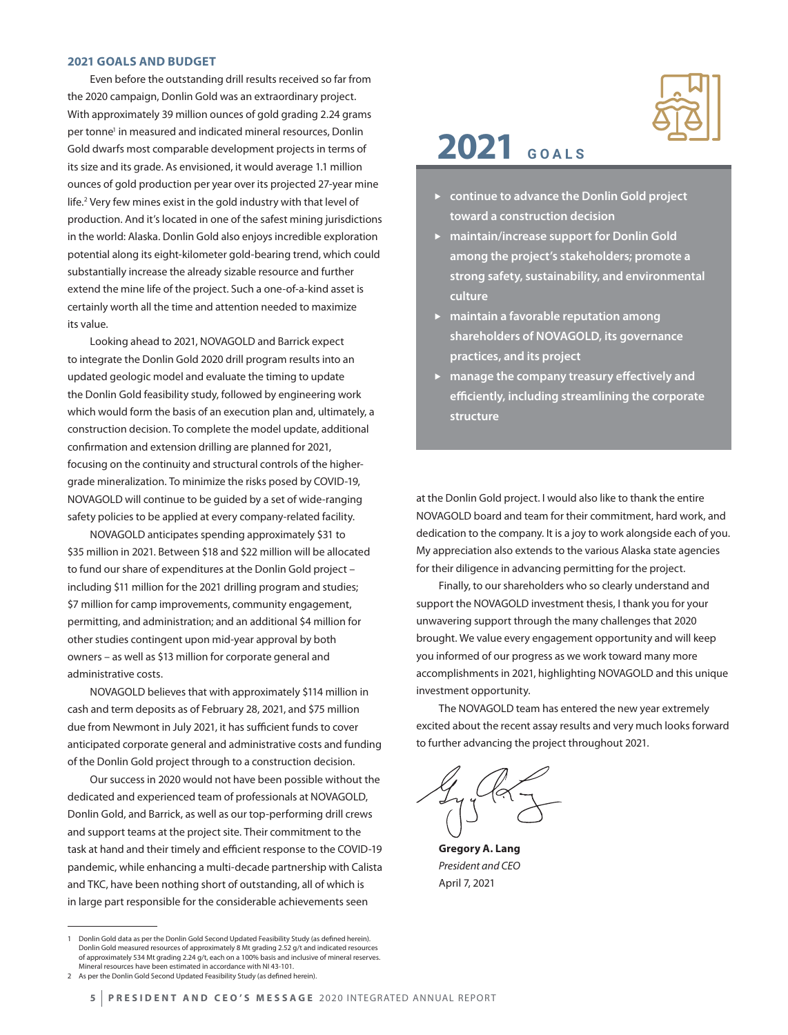## 2021 GOALS AND BUDGET

Even before the outstanding drill results received so far from the 2020 campaign, Donlin Gold was an extraordinary project. With approximately 39 million ounces of gold grading 2.24 grams per tonne[1] in measured and indicated mineral resources, Donlin Gold dwarfs most comparable development projects in terms of its size and its grade. As envisioned, it would average 1.1 million ounces of gold production per year over its projected 27-year mine life.[2] Very few mines exist in the gold industry with that level of production. And it's located in one of the safest mining jurisdictions in the world: Alaska. Donlin Gold also enjoys incredible exploration potential along its eight-kilometer gold-bearing trend, which could substantially increase the already sizable resource and further extend the mine life of the project. Such a one-of-a-kind asset is certainly worth all the time and attention needed to maximize its value.

Looking ahead to 2021, NOVAGOLD and Barrick expect to integrate the Donlin Gold 2020 drill program results into an updated geologic model and evaluate the timing to update the Donlin Gold feasibility study, followed by engineering work which would form the basis of an execution plan and, ultimately, a construction decision. To complete the model update, additional confirmation and extension drilling are planned for 2021, focusing on the continuity and structural controls of the higher-grade mineralization. To minimize the risks posed by COVID-19, NOVAGOLD will continue to be guided by a set of wide-ranging safety policies to be applied at every company-related facility.

NOVAGOLD anticipates spending approximately $31 to $35 million in 2021. Between $18 and $22 million will be allocated to fund our share of expenditures at the Donlin Gold project – including $11 million for the 2021 drilling program and studies; $7 million for camp improvements, community engagement, permitting, and administration; and an additional $4 million for other studies contingent upon mid-year approval by both owners – as well as $13 million for corporate general and administrative costs.

NOVAGOLD believes that with approximately $114 million in cash and term deposits as of February 28, 2021, and $75 million due from Newmont in July 2021, it has sufficient funds to cover anticipated corporate general and administrative costs and funding of the Donlin Gold project through to a construction decision.

Our success in 2020 would not have been possible without the dedicated and experienced team of professionals at NOVAGOLD, Donlin Gold, and Barrick, as well as our top-performing drill crews and support teams at the project site. Their commitment to the task at hand and their timely and efficient response to the COVID-19 pandemic, while enhancing a multi-decade partnership with Calista and TKC, have been nothing short of outstanding, all of which is in large part responsible for the considerable achievements seen at the Donlin Gold project. I would also like to thank the entire NOVAGOLD board and team for their commitment, hard work, and dedication to the company. It is a joy to work alongside each of you. My appreciation also extends to the various Alaska state agencies for their diligence in advancing permitting for the project.

Finally, to our shareholders who so clearly understand and support the NOVAGOLD investment thesis, I thank you for your unwavering support through the many challenges that 2020 brought. We value every engagement opportunity and will keep you informed of our progress as we work toward many more accomplishments in 2021, highlighting NOVAGOLD and this unique investment opportunity.

The NOVAGOLD team has entered the new year extremely excited about the recent assay results and very much looks forward to further advancing the project throughout 2021.

**Gregory A. Lang**
*President and CEO*
April 7, 2021

## 2021 GOALS

- **continue to advance the Donlin Gold project toward a construction decision**
- **maintain/increase support for Donlin Gold among the project's stakeholders; promote a strong safety, sustainability, and environmental culture**
- **maintain a favorable reputation among shareholders of NOVAGOLD, its governance practices, and its project**
- **manage the company treasury effectively and efficiently, including streamlining the corporate structure**

---

1 Donlin Gold data as per the Donlin Gold Second Updated Feasibility Study (as defined herein). Donlin Gold measured resources of approximately 8 Mt grading 2.52 g/t and indicated resources of approximately 534 Mt grading 2.24 g/t, each on a 100% basis and inclusive of mineral reserves. Mineral resources have been estimated in accordance with NI 43-101.

2 As per the Donlin Gold Second Updated Feasibility Study (as defined herein).